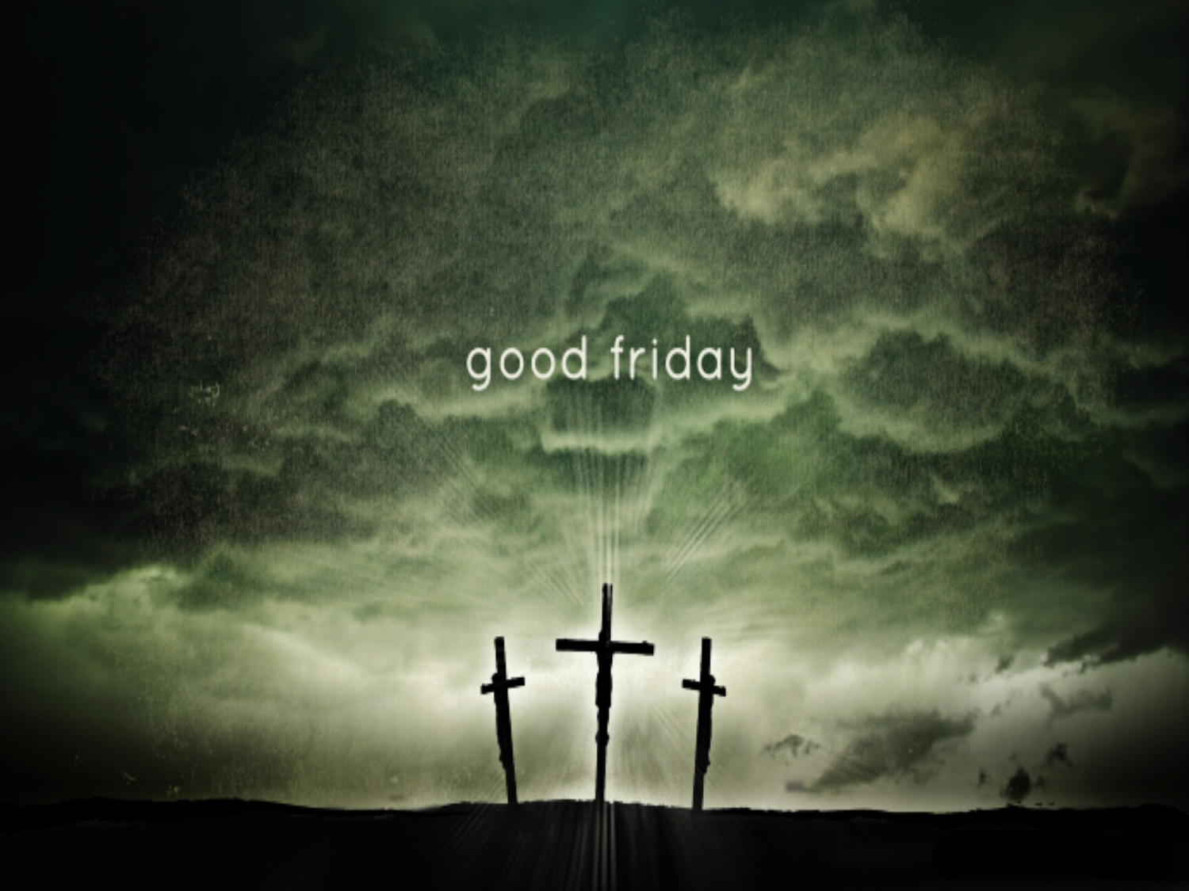good friday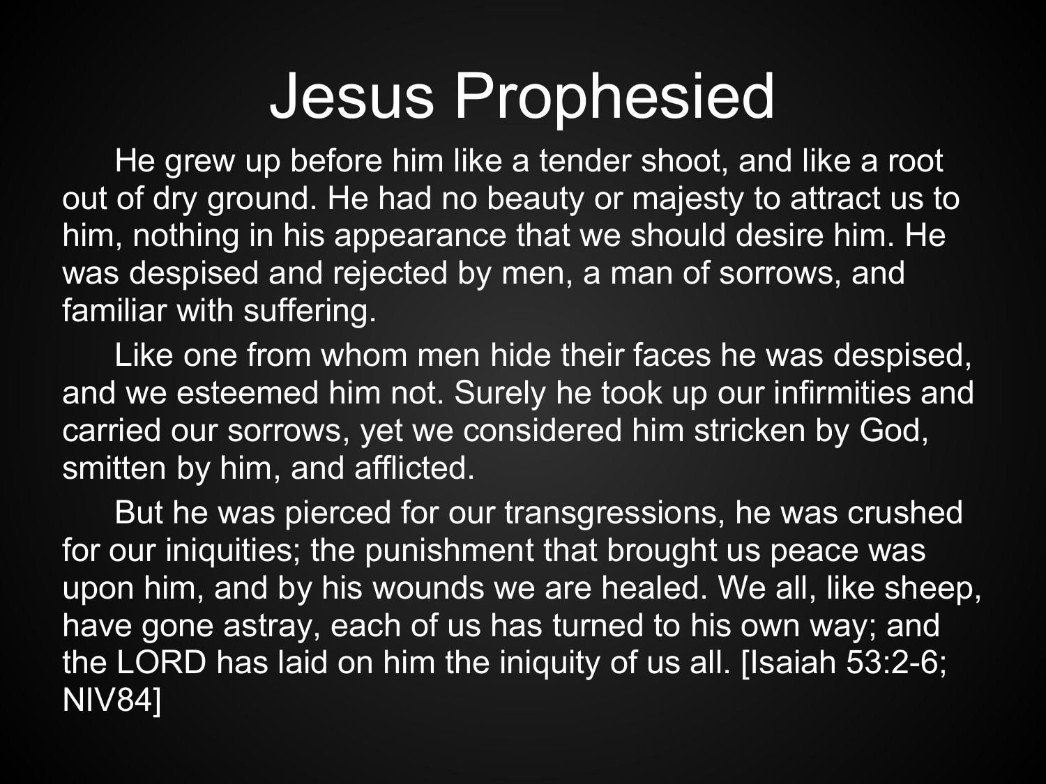# Jesus Prophesied

He grew up before him like a tender shoot, and like a root out of dry ground. He had no beauty or majesty to attract us to him, nothing in his appearance that we should desire him. He was despised and rejected by men, a man of sorrows, and familiar with suffering.

Like one from whom men hide their faces he was despised, and we esteemed him not. Surely he took up our infirmities and carried our sorrows, yet we considered him stricken by God, smitten by him, and afflicted.

But he was pierced for our transgressions, he was crushed for our iniquities; the punishment that brought us peace was upon him, and by his wounds we are healed. We all, like sheep, have gone astray, each of us has turned to his own way; and the LORD has laid on him the iniquity of us all. [Isaiah 53:2-6; NIV84]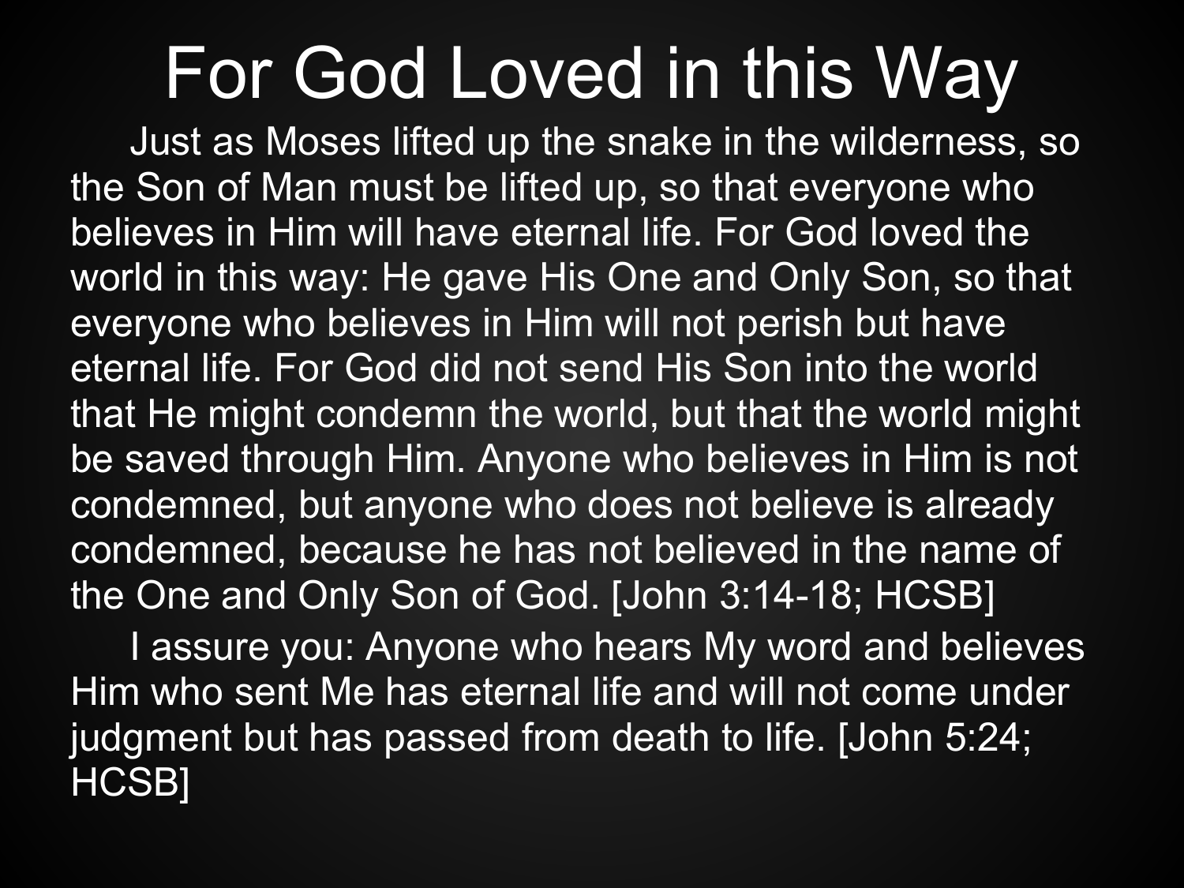# For God Loved in this Way

Just as Moses lifted up the snake in the wilderness, so the Son of Man must be lifted up, so that everyone who believes in Him will have eternal life. For God loved the world in this way: He gave His One and Only Son, so that everyone who believes in Him will not perish but have eternal life. For God did not send His Son into the world that He might condemn the world, but that the world might be saved through Him. Anyone who believes in Him is not condemned, but anyone who does not believe is already condemned, because he has not believed in the name of the One and Only Son of God. [John 3:14-18; HCSB]

I assure you: Anyone who hears My word and believes Him who sent Me has eternal life and will not come under judgment but has passed from death to life. [John 5:24; HCSB]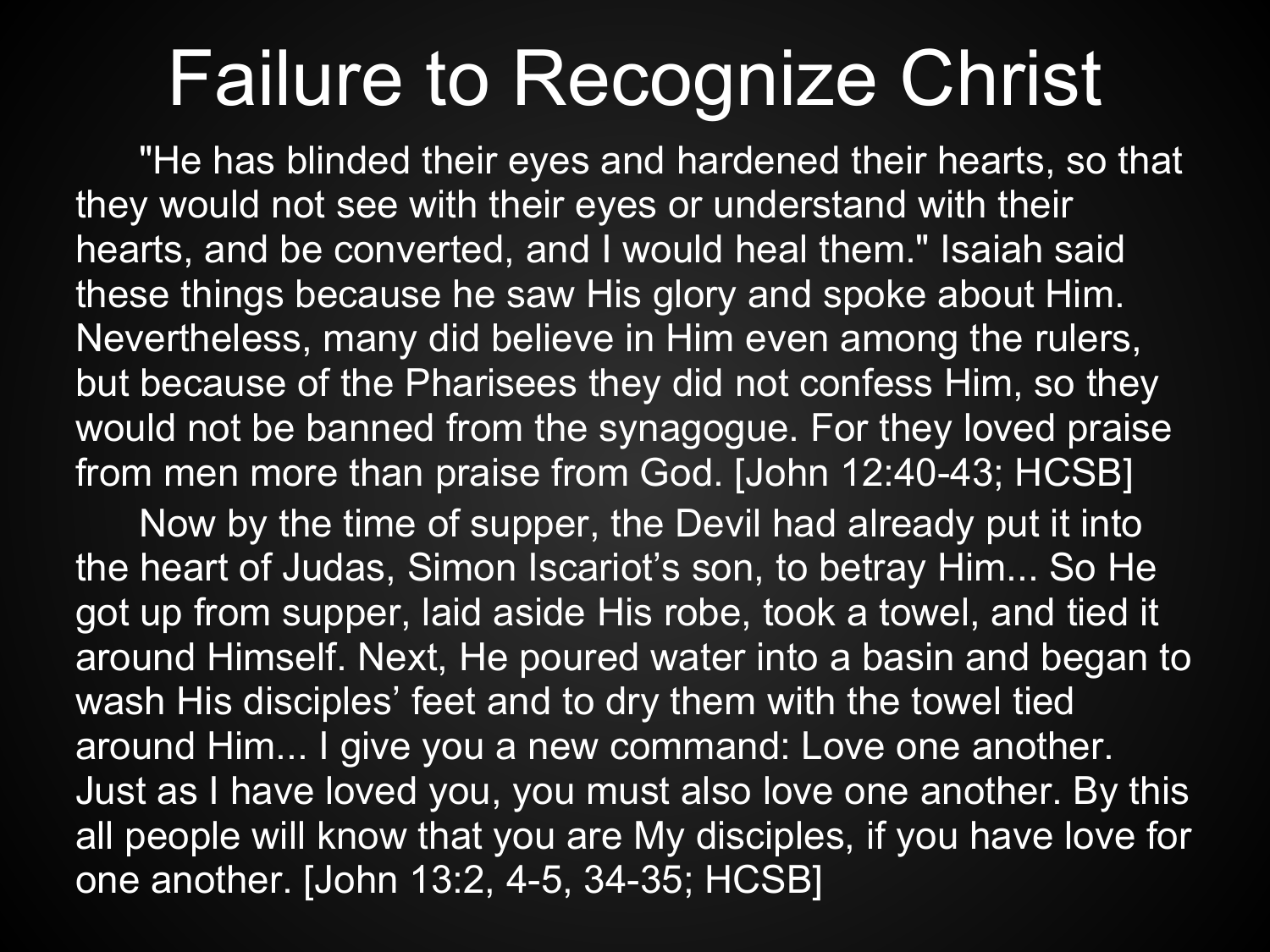# Failure to Recognize Christ

"He has blinded their eyes and hardened their hearts, so that they would not see with their eyes or understand with their hearts, and be converted, and I would heal them." Isaiah said these things because he saw His glory and spoke about Him. Nevertheless, many did believe in Him even among the rulers, but because of the Pharisees they did not confess Him, so they would not be banned from the synagogue. For they loved praise from men more than praise from God. [John 12:40-43; HCSB]

Now by the time of supper, the Devil had already put it into the heart of Judas, Simon Iscariot's son, to betray Him... So He got up from supper, laid aside His robe, took a towel, and tied it around Himself. Next, He poured water into a basin and began to wash His disciples' feet and to dry them with the towel tied around Him... I give you a new command: Love one another. Just as I have loved you, you must also love one another. By this all people will know that you are My disciples, if you have love for one another. [John 13:2, 4-5, 34-35; HCSB]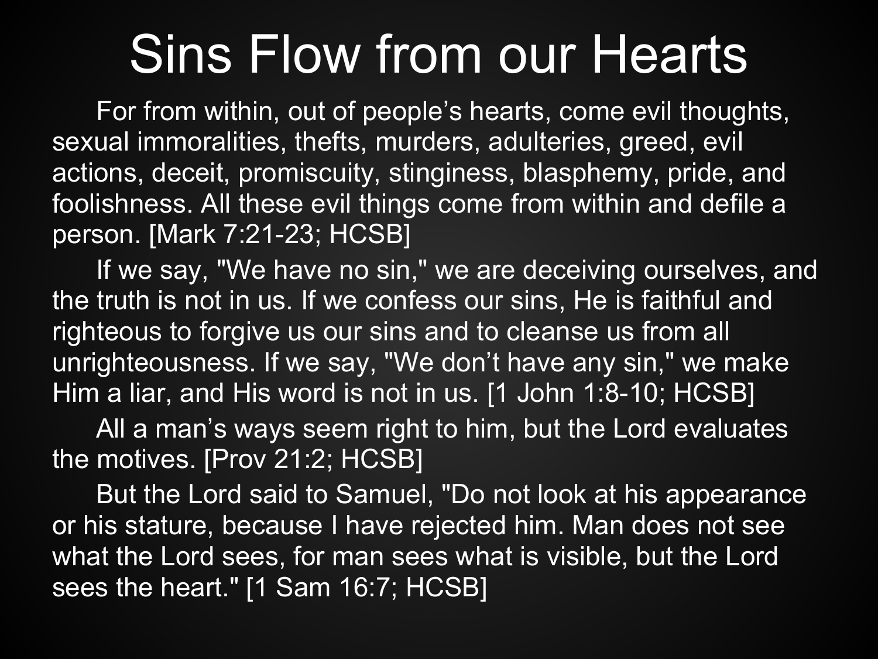# Sins Flow from our Hearts

For from within, out of people's hearts, come evil thoughts, sexual immoralities, thefts, murders, adulteries, greed, evil actions, deceit, promiscuity, stinginess, blasphemy, pride, and foolishness. All these evil things come from within and defile a person. [Mark 7:21-23; HCSB]

If we say, "We have no sin," we are deceiving ourselves, and the truth is not in us. If we confess our sins, He is faithful and righteous to forgive us our sins and to cleanse us from all unrighteousness. If we say, "We don't have any sin," we make Him a liar, and His word is not in us. [1 John 1:8-10; HCSB]

All a man's ways seem right to him, but the Lord evaluates the motives. [Prov 21:2; HCSB]

But the Lord said to Samuel, "Do not look at his appearance or his stature, because I have rejected him. Man does not see what the Lord sees, for man sees what is visible, but the Lord sees the heart." [1 Sam 16:7; HCSB]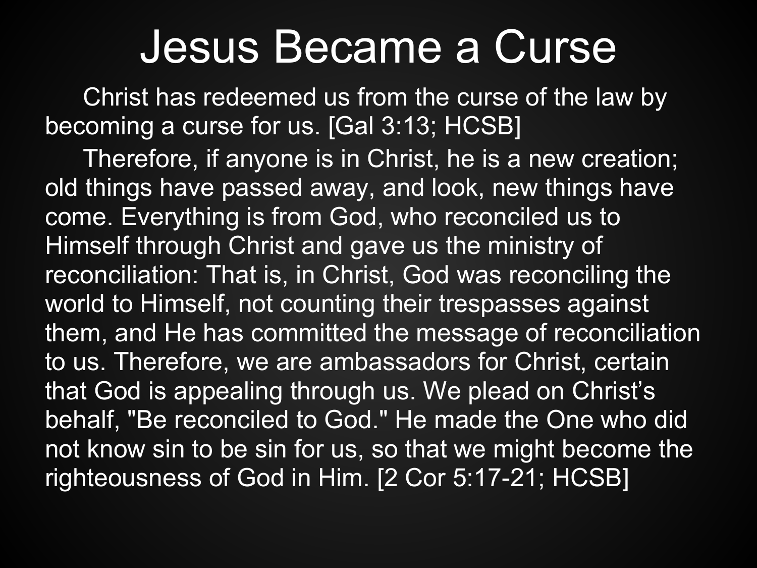# Jesus Became a Curse

Christ has redeemed us from the curse of the law by becoming a curse for us. [Gal 3:13; HCSB]

Therefore, if anyone is in Christ, he is a new creation; old things have passed away, and look, new things have come. Everything is from God, who reconciled us to Himself through Christ and gave us the ministry of reconciliation: That is, in Christ, God was reconciling the world to Himself, not counting their trespasses against them, and He has committed the message of reconciliation to us. Therefore, we are ambassadors for Christ, certain that God is appealing through us. We plead on Christ's behalf, "Be reconciled to God." He made the One who did not know sin to be sin for us, so that we might become the righteousness of God in Him. [2 Cor 5:17-21; HCSB]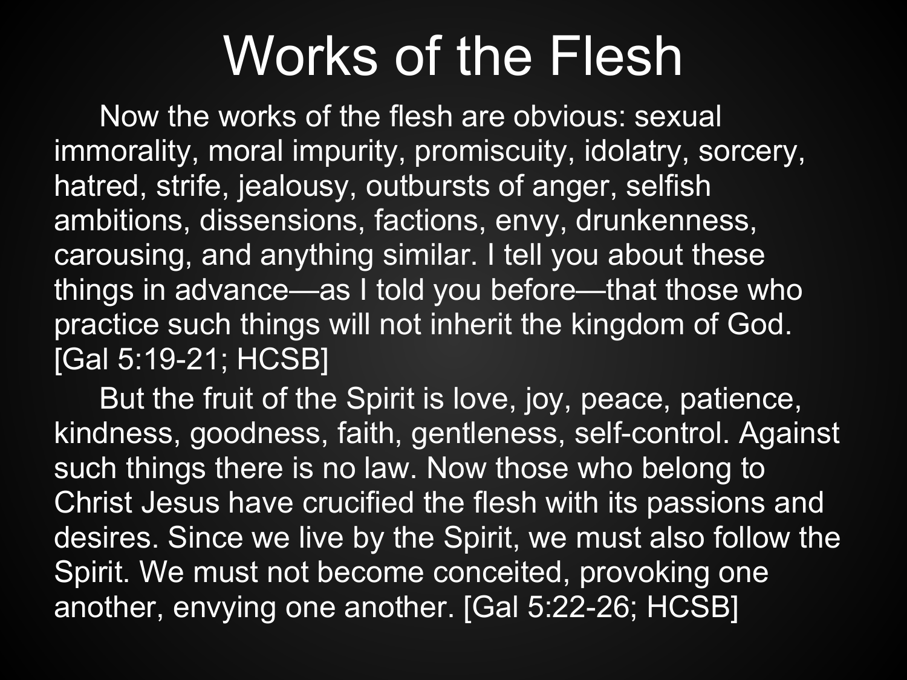# Works of the Flesh

Now the works of the flesh are obvious: sexual immorality, moral impurity, promiscuity, idolatry, sorcery, hatred, strife, jealousy, outbursts of anger, selfish ambitions, dissensions, factions, envy, drunkenness, carousing, and anything similar. I tell you about these things in advance—as I told you before—that those who practice such things will not inherit the kingdom of God. [Gal 5:19-21; HCSB]

But the fruit of the Spirit is love, joy, peace, patience, kindness, goodness, faith, gentleness, self-control. Against such things there is no law. Now those who belong to Christ Jesus have crucified the flesh with its passions and desires. Since we live by the Spirit, we must also follow the Spirit. We must not become conceited, provoking one another, envying one another. [Gal 5:22-26; HCSB]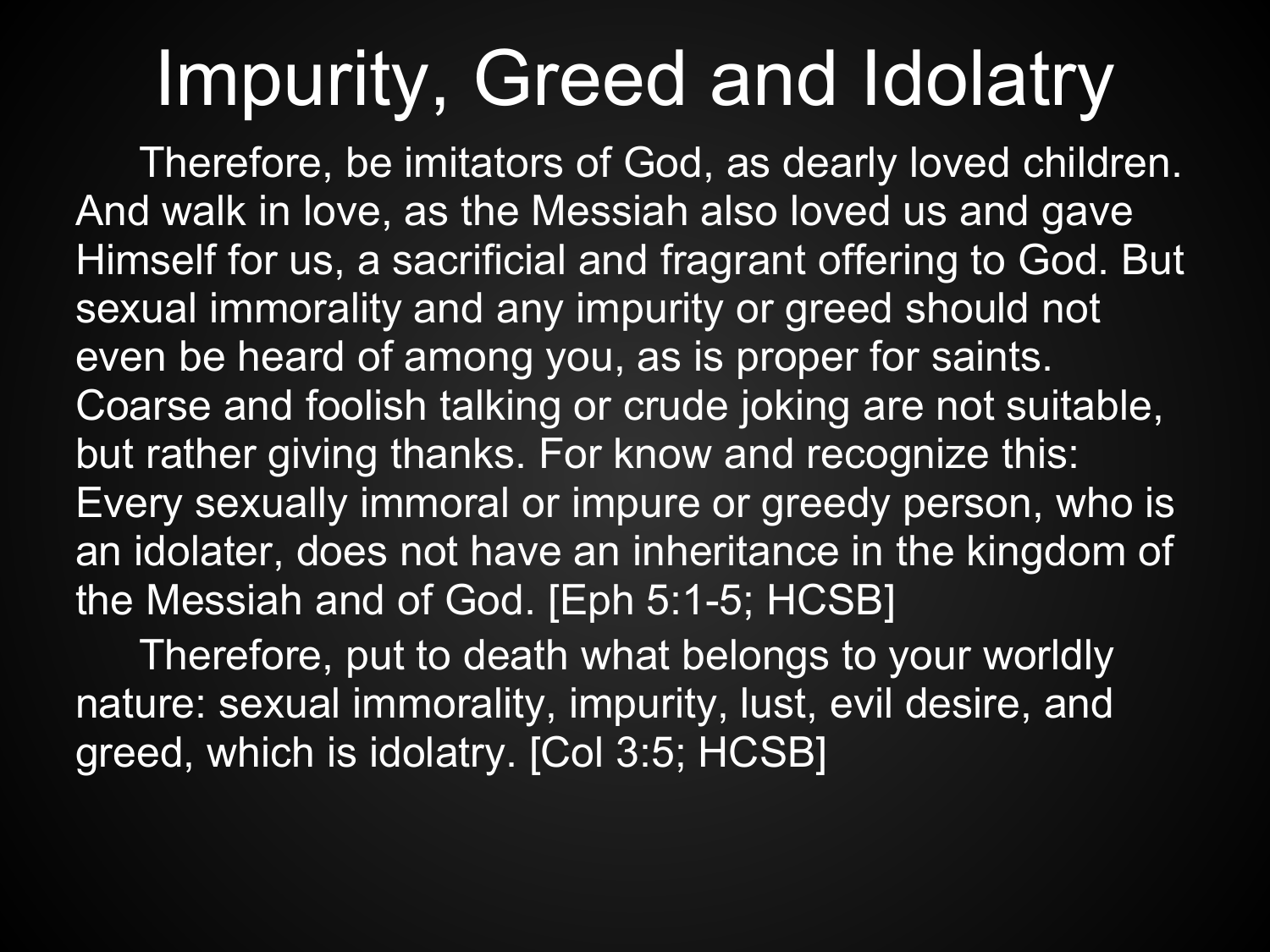# Impurity, Greed and Idolatry

Therefore, be imitators of God, as dearly loved children. And walk in love, as the Messiah also loved us and gave Himself for us, a sacrificial and fragrant offering to God. But sexual immorality and any impurity or greed should not even be heard of among you, as is proper for saints. Coarse and foolish talking or crude joking are not suitable, but rather giving thanks. For know and recognize this: Every sexually immoral or impure or greedy person, who is an idolater, does not have an inheritance in the kingdom of the Messiah and of God. [Eph 5:1-5; HCSB]

Therefore, put to death what belongs to your worldly nature: sexual immorality, impurity, lust, evil desire, and greed, which is idolatry. [Col 3:5; HCSB]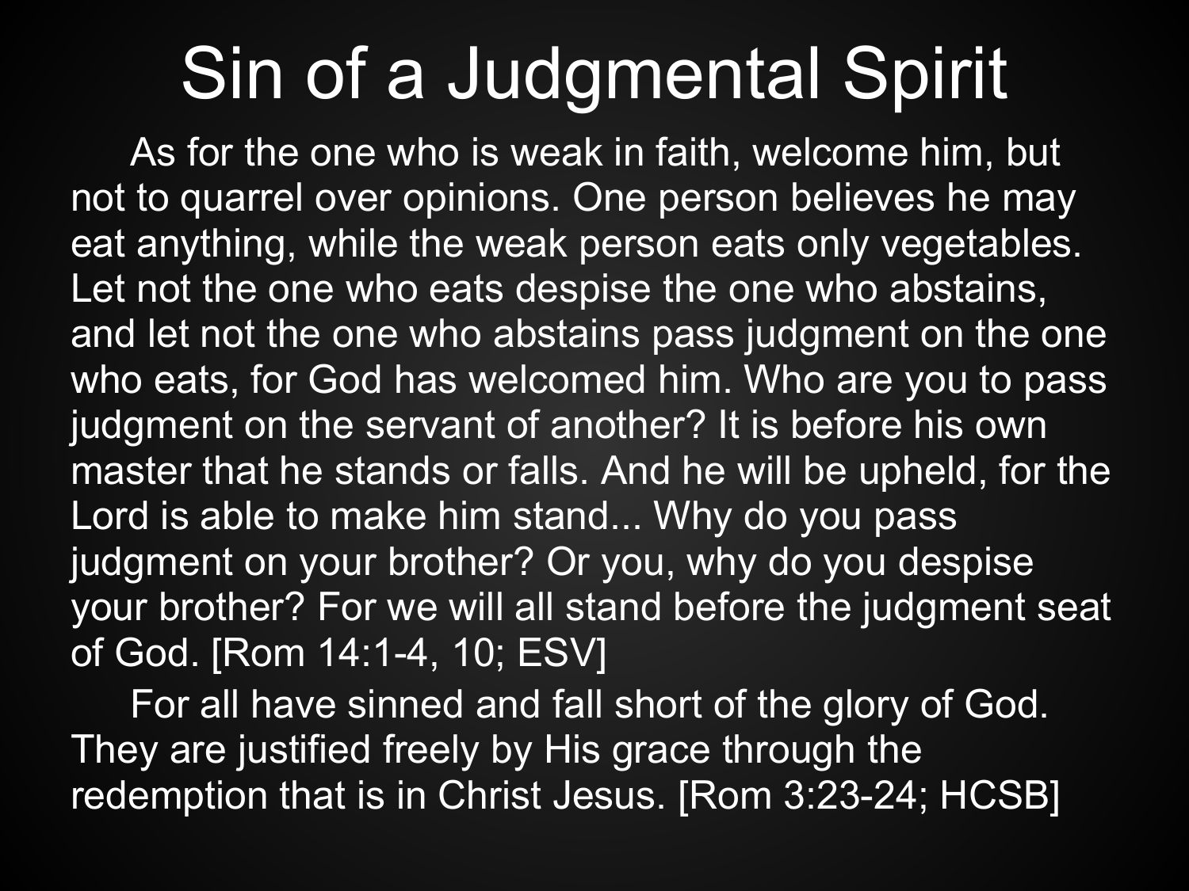# Sin of a Judgmental Spirit

As for the one who is weak in faith, welcome him, but not to quarrel over opinions. One person believes he may eat anything, while the weak person eats only vegetables. Let not the one who eats despise the one who abstains, and let not the one who abstains pass judgment on the one who eats, for God has welcomed him. Who are you to pass judgment on the servant of another? It is before his own master that he stands or falls. And he will be upheld, for the Lord is able to make him stand... Why do you pass judgment on your brother? Or you, why do you despise your brother? For we will all stand before the judgment seat of God. [Rom 14:1-4, 10; ESV]

For all have sinned and fall short of the glory of God. They are justified freely by His grace through the redemption that is in Christ Jesus. [Rom 3:23-24; HCSB]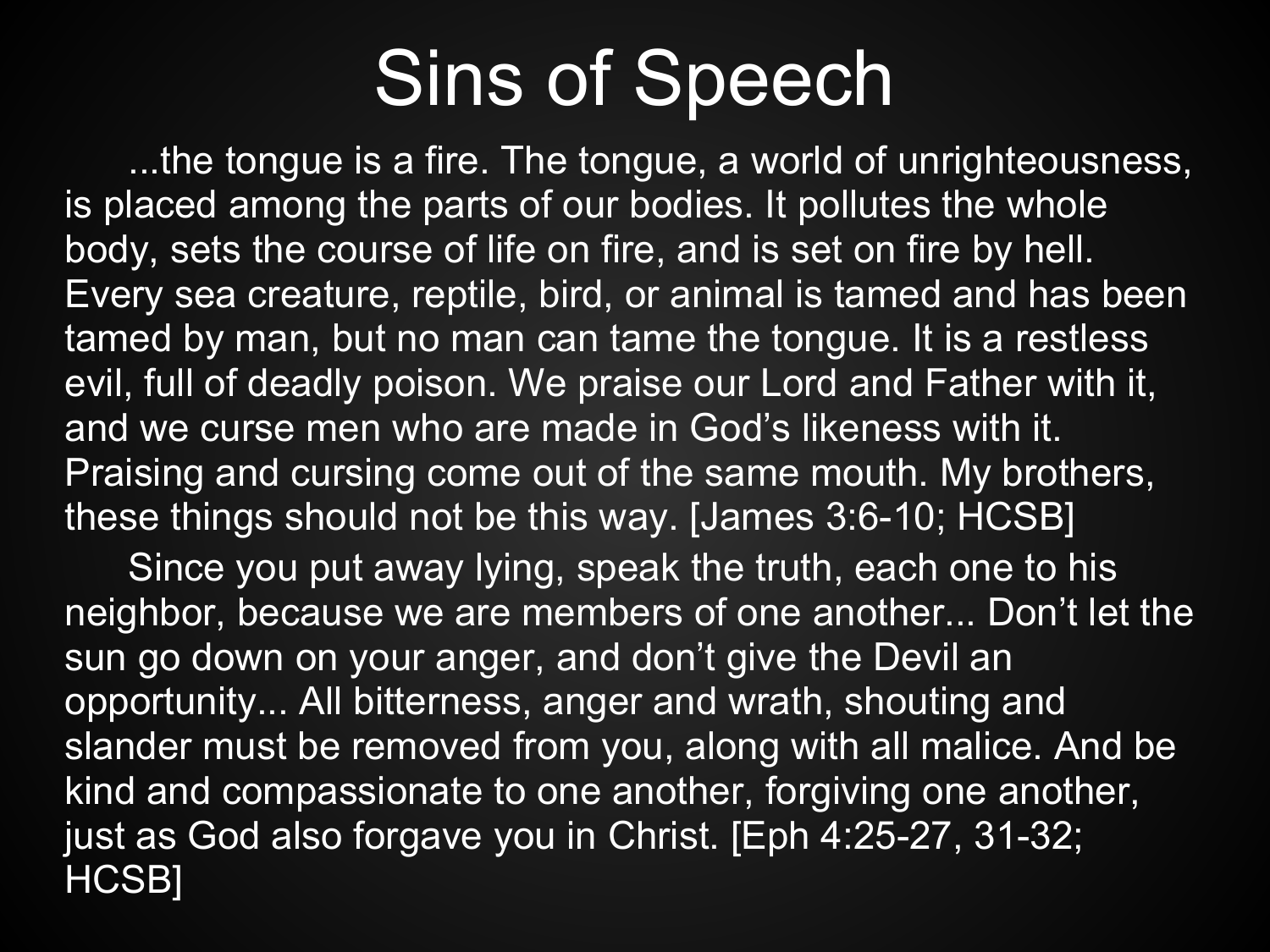# Sins of Speech

...the tongue is a fire. The tongue, a world of unrighteousness, is placed among the parts of our bodies. It pollutes the whole body, sets the course of life on fire, and is set on fire by hell. Every sea creature, reptile, bird, or animal is tamed and has been tamed by man, but no man can tame the tongue. It is a restless evil, full of deadly poison. We praise our Lord and Father with it, and we curse men who are made in God's likeness with it. Praising and cursing come out of the same mouth. My brothers, these things should not be this way. [James 3:6-10; HCSB]

Since you put away lying, speak the truth, each one to his neighbor, because we are members of one another... Don't let the sun go down on your anger, and don't give the Devil an opportunity... All bitterness, anger and wrath, shouting and slander must be removed from you, along with all malice. And be kind and compassionate to one another, forgiving one another, just as God also forgave you in Christ. [Eph 4:25-27, 31-32; HCSB]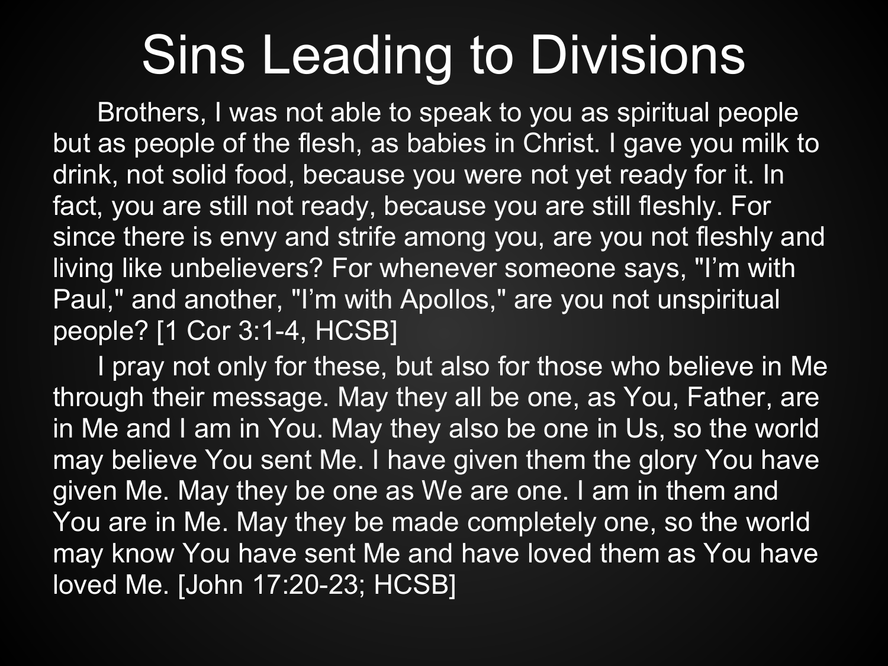# Sins Leading to Divisions

Brothers, I was not able to speak to you as spiritual people but as people of the flesh, as babies in Christ. I gave you milk to drink, not solid food, because you were not yet ready for it. In fact, you are still not ready, because you are still fleshly. For since there is envy and strife among you, are you not fleshly and living like unbelievers? For whenever someone says, "I'm with Paul," and another, "I'm with Apollos," are you not unspiritual people? [1 Cor 3:1-4, HCSB]

I pray not only for these, but also for those who believe in Me through their message. May they all be one, as You, Father, are in Me and I am in You. May they also be one in Us, so the world may believe You sent Me. I have given them the glory You have given Me. May they be one as We are one. I am in them and You are in Me. May they be made completely one, so the world may know You have sent Me and have loved them as You have loved Me. [John 17:20-23; HCSB]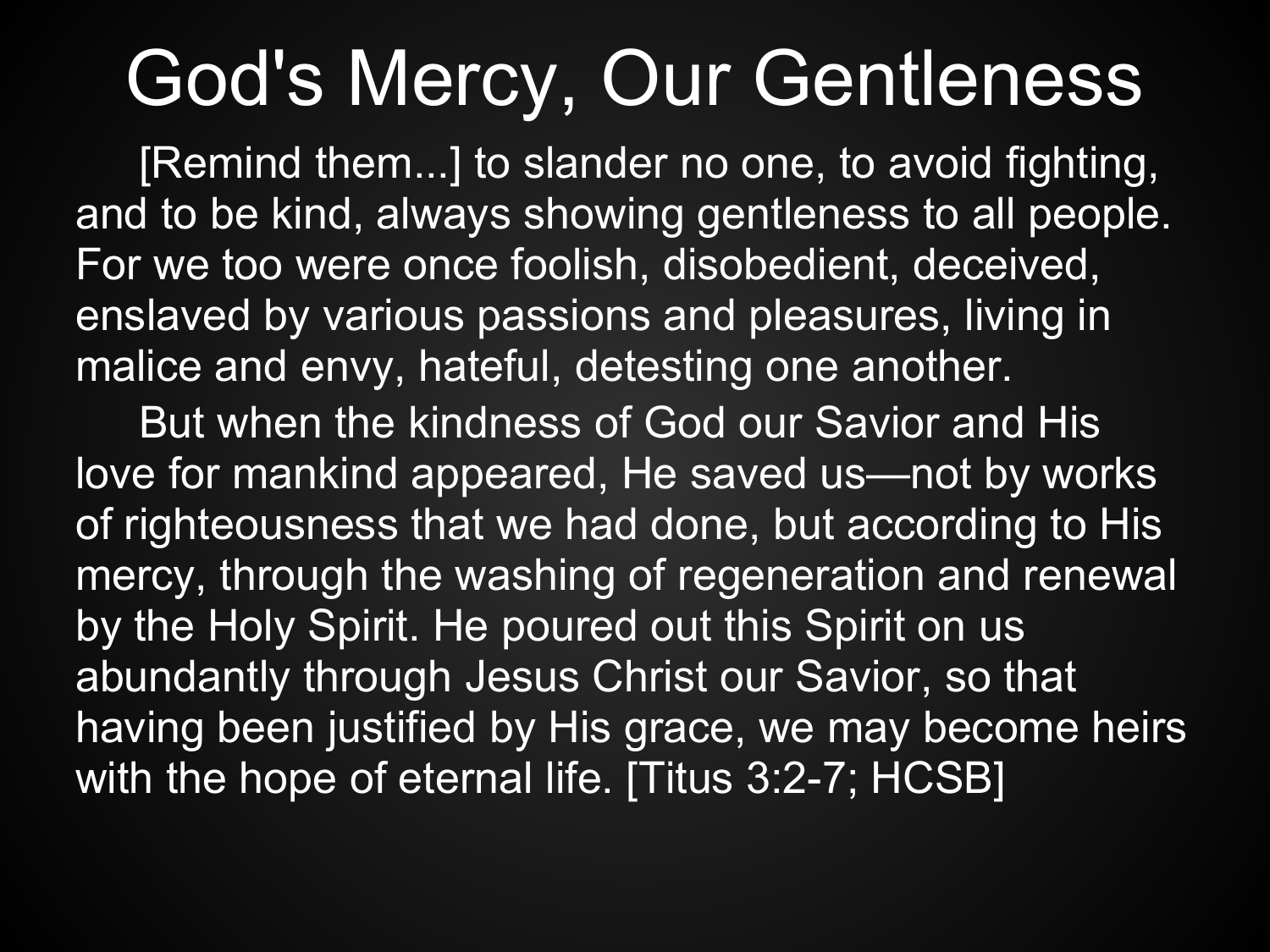# God's Mercy, Our Gentleness

[Remind them...] to slander no one, to avoid fighting, and to be kind, always showing gentleness to all people. For we too were once foolish, disobedient, deceived, enslaved by various passions and pleasures, living in malice and envy, hateful, detesting one another.

But when the kindness of God our Savior and His love for mankind appeared, He saved us—not by works of righteousness that we had done, but according to His mercy, through the washing of regeneration and renewal by the Holy Spirit. He poured out this Spirit on us abundantly through Jesus Christ our Savior, so that having been justified by His grace, we may become heirs with the hope of eternal life. [Titus 3:2-7; HCSB]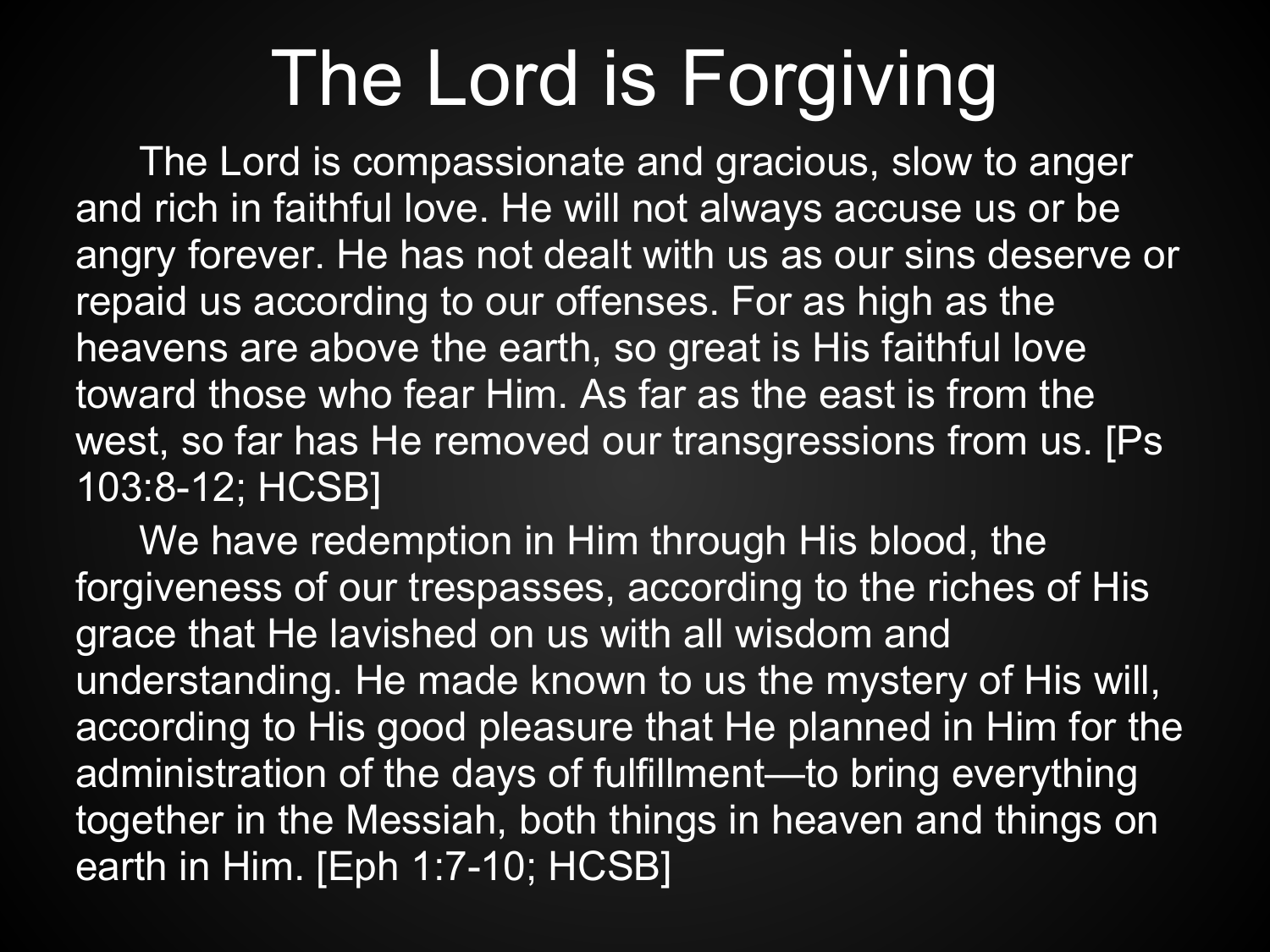# The Lord is Forgiving

The Lord is compassionate and gracious, slow to anger and rich in faithful love. He will not always accuse us or be angry forever. He has not dealt with us as our sins deserve or repaid us according to our offenses. For as high as the heavens are above the earth, so great is His faithful love toward those who fear Him. As far as the east is from the west, so far has He removed our transgressions from us. [Ps 103:8-12; HCSB]

We have redemption in Him through His blood, the forgiveness of our trespasses, according to the riches of His grace that He lavished on us with all wisdom and understanding. He made known to us the mystery of His will, according to His good pleasure that He planned in Him for the administration of the days of fulfillment—to bring everything together in the Messiah, both things in heaven and things on earth in Him. [Eph 1:7-10; HCSB]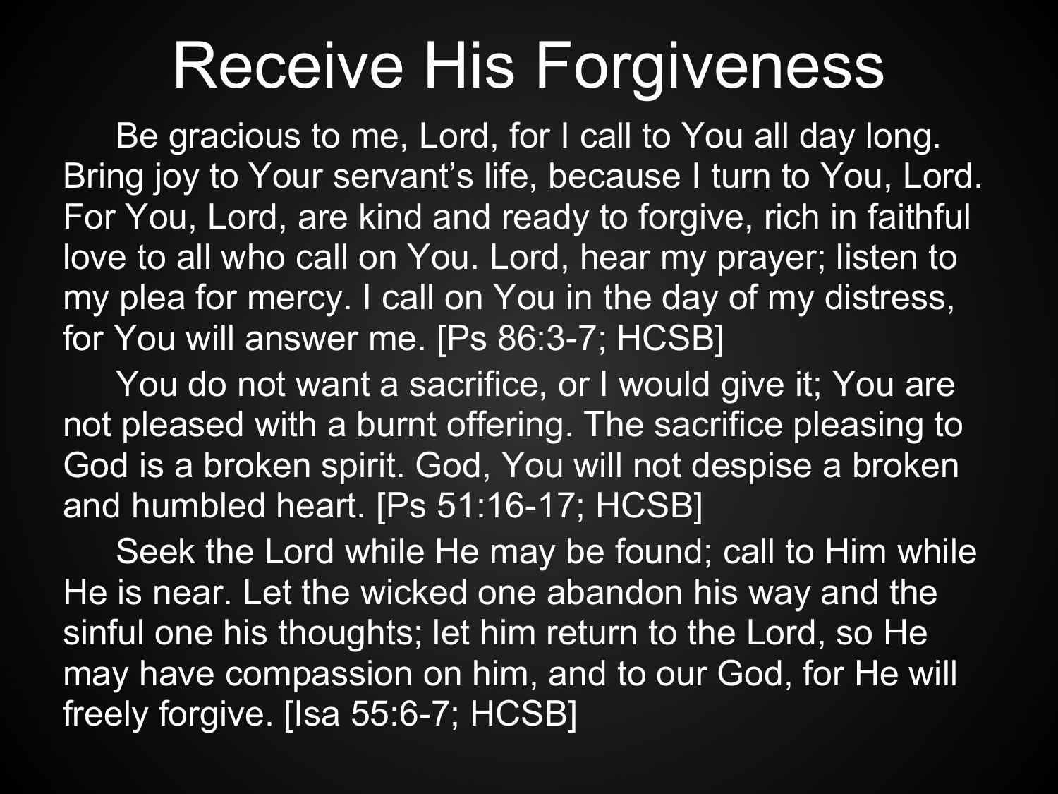# Receive His Forgiveness

Be gracious to me, Lord, for I call to You all day long. Bring joy to Your servant's life, because I turn to You, Lord. For You, Lord, are kind and ready to forgive, rich in faithful love to all who call on You. Lord, hear my prayer; listen to my plea for mercy. I call on You in the day of my distress, for You will answer me. [Ps 86:3-7; HCSB]

You do not want a sacrifice, or I would give it; You are not pleased with a burnt offering. The sacrifice pleasing to God is a broken spirit. God, You will not despise a broken and humbled heart. [Ps 51:16-17; HCSB]

Seek the Lord while He may be found; call to Him while He is near. Let the wicked one abandon his way and the sinful one his thoughts; let him return to the Lord, so He may have compassion on him, and to our God, for He will freely forgive. [Isa 55:6-7; HCSB]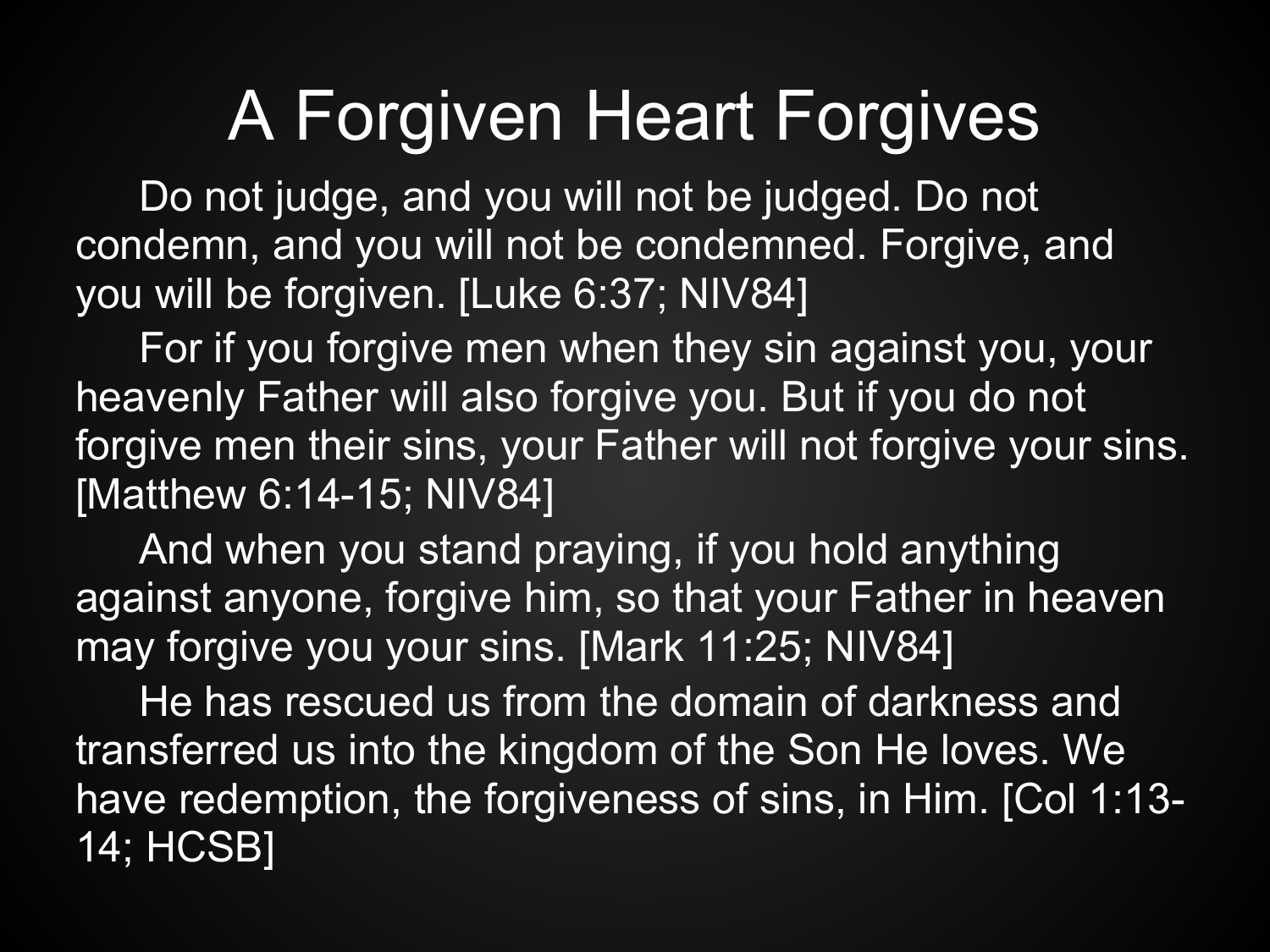# A Forgiven Heart Forgives

Do not judge, and you will not be judged. Do not condemn, and you will not be condemned. Forgive, and you will be forgiven. [Luke 6:37; NIV84]

For if you forgive men when they sin against you, your heavenly Father will also forgive you. But if you do not forgive men their sins, your Father will not forgive your sins. [Matthew 6:14-15; NIV84]

And when you stand praying, if you hold anything against anyone, forgive him, so that your Father in heaven may forgive you your sins. [Mark 11:25; NIV84]

He has rescued us from the domain of darkness and transferred us into the kingdom of the Son He loves. We have redemption, the forgiveness of sins, in Him. [Col 1:13-14; HCSB]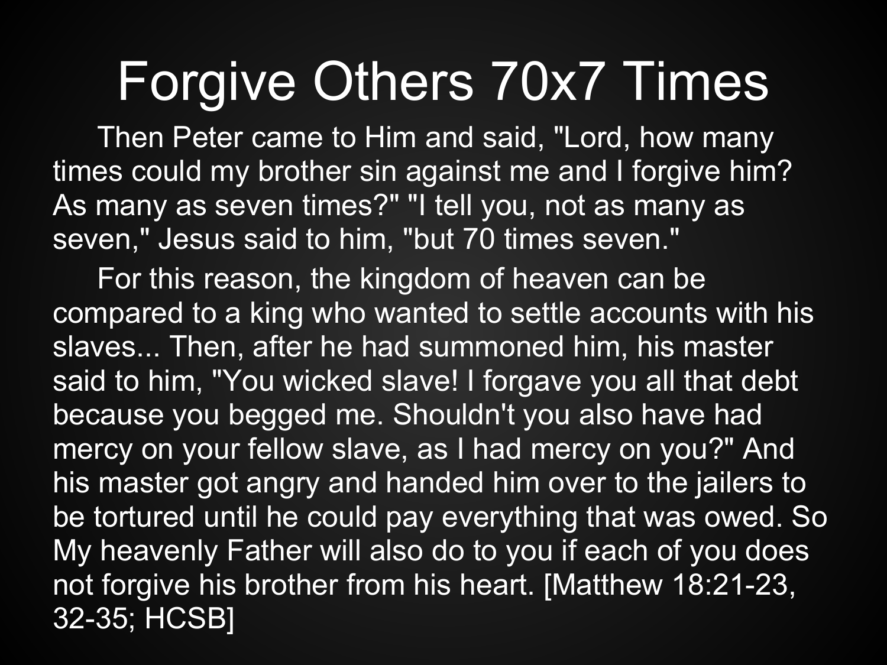# Forgive Others 70x7 Times

Then Peter came to Him and said, "Lord, how many times could my brother sin against me and I forgive him? As many as seven times?" "I tell you, not as many as seven," Jesus said to him, "but 70 times seven."

For this reason, the kingdom of heaven can be compared to a king who wanted to settle accounts with his slaves... Then, after he had summoned him, his master said to him, "You wicked slave! I forgave you all that debt because you begged me. Shouldn't you also have had mercy on your fellow slave, as I had mercy on you?" And his master got angry and handed him over to the jailers to be tortured until he could pay everything that was owed. So My heavenly Father will also do to you if each of you does not forgive his brother from his heart. [Matthew 18:21-23, 32-35; HCSB]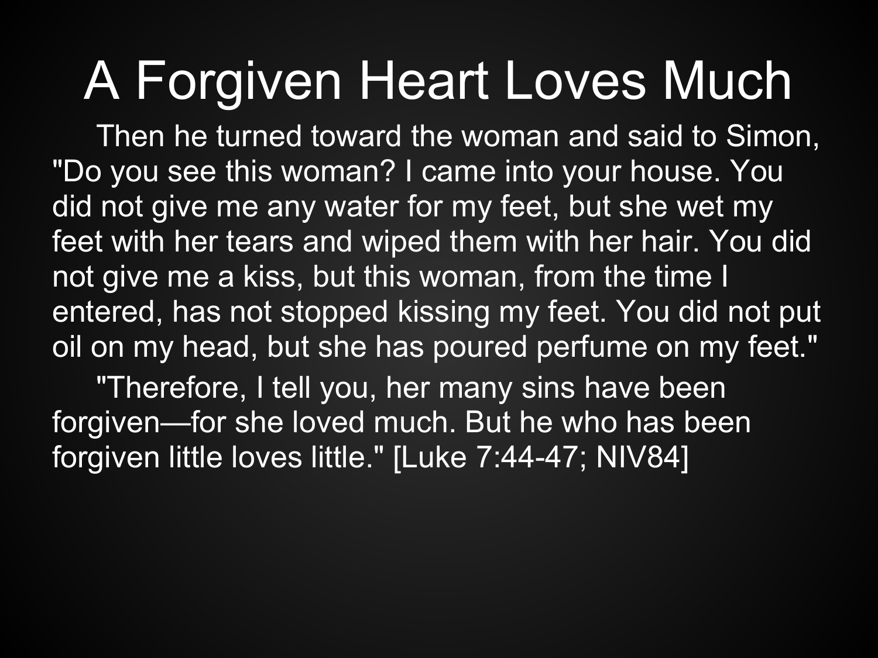# A Forgiven Heart Loves Much

Then he turned toward the woman and said to Simon, "Do you see this woman? I came into your house. You did not give me any water for my feet, but she wet my feet with her tears and wiped them with her hair. You did not give me a kiss, but this woman, from the time I entered, has not stopped kissing my feet. You did not put oil on my head, but she has poured perfume on my feet."

"Therefore, I tell you, her many sins have been forgiven—for she loved much. But he who has been forgiven little loves little." [Luke 7:44-47; NIV84]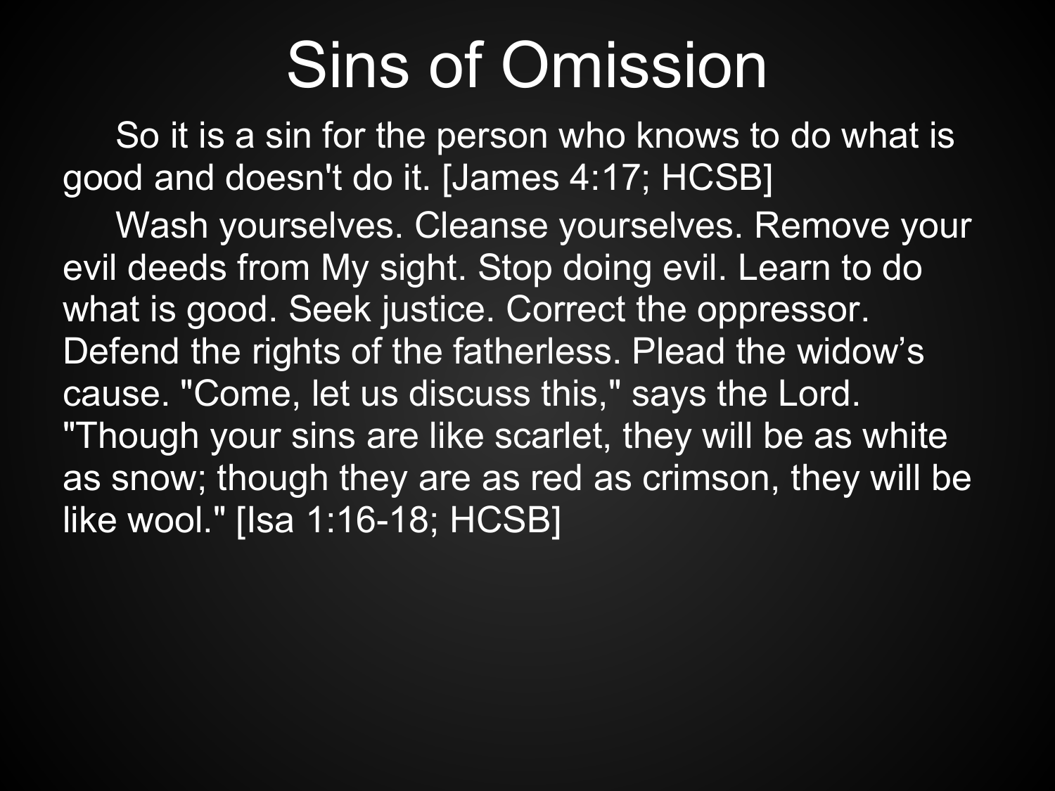# Sins of Omission

So it is a sin for the person who knows to do what is good and doesn't do it. [James 4:17; HCSB]

Wash yourselves. Cleanse yourselves. Remove your evil deeds from My sight. Stop doing evil. Learn to do what is good. Seek justice. Correct the oppressor. Defend the rights of the fatherless. Plead the widow’s cause. "Come, let us discuss this," says the Lord. "Though your sins are like scarlet, they will be as white as snow; though they are as red as crimson, they will be like wool." [Isa 1:16-18; HCSB]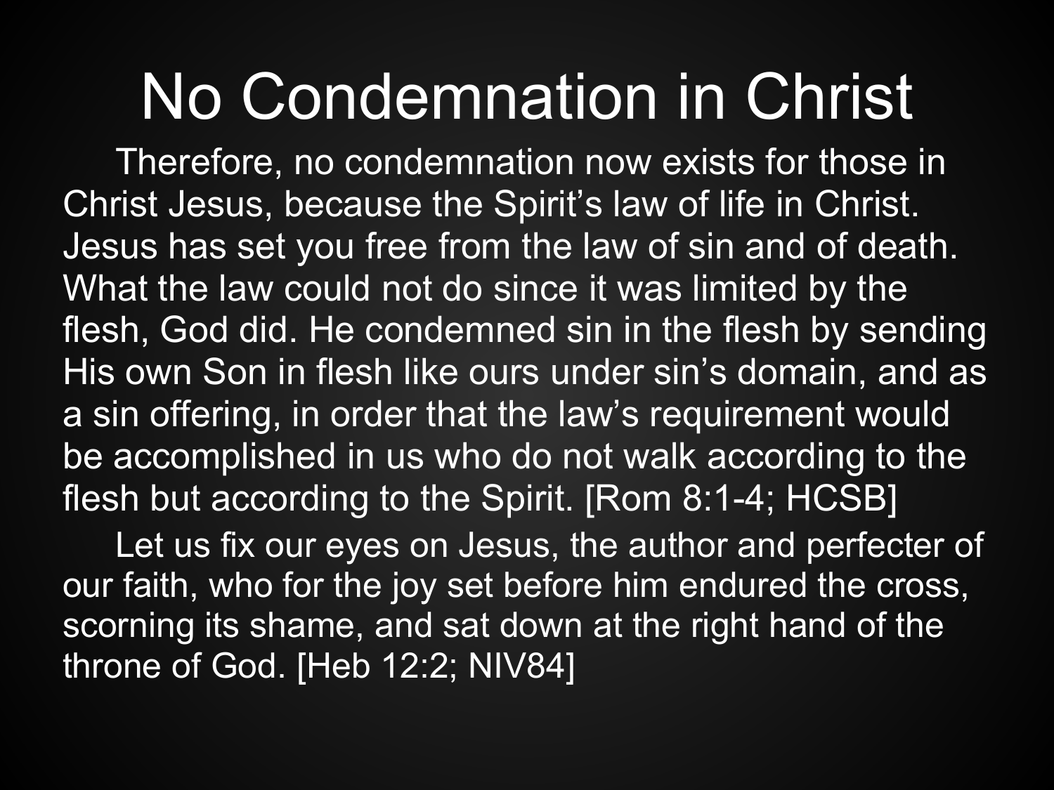# No Condemnation in Christ

Therefore, no condemnation now exists for those in Christ Jesus, because the Spirit's law of life in Christ. Jesus has set you free from the law of sin and of death. What the law could not do since it was limited by the flesh, God did. He condemned sin in the flesh by sending His own Son in flesh like ours under sin's domain, and as a sin offering, in order that the law's requirement would be accomplished in us who do not walk according to the flesh but according to the Spirit. [Rom 8:1-4; HCSB]

Let us fix our eyes on Jesus, the author and perfecter of our faith, who for the joy set before him endured the cross, scorning its shame, and sat down at the right hand of the throne of God. [Heb 12:2; NIV84]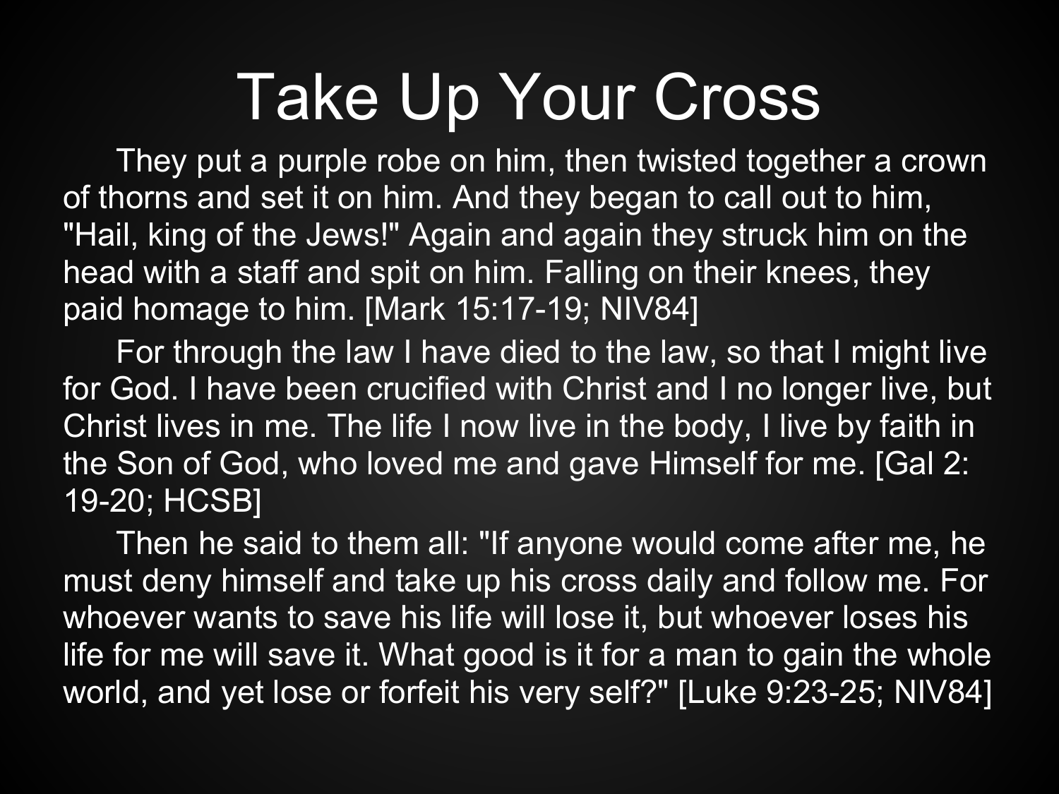# Take Up Your Cross

They put a purple robe on him, then twisted together a crown of thorns and set it on him. And they began to call out to him, "Hail, king of the Jews!" Again and again they struck him on the head with a staff and spit on him. Falling on their knees, they paid homage to him. [Mark 15:17-19; NIV84]

For through the law I have died to the law, so that I might live for God. I have been crucified with Christ and I no longer live, but Christ lives in me. The life I now live in the body, I live by faith in the Son of God, who loved me and gave Himself for me. [Gal 2: 19-20; HCSB]

Then he said to them all: "If anyone would come after me, he must deny himself and take up his cross daily and follow me. For whoever wants to save his life will lose it, but whoever loses his life for me will save it. What good is it for a man to gain the whole world, and yet lose or forfeit his very self?" [Luke 9:23-25; NIV84]